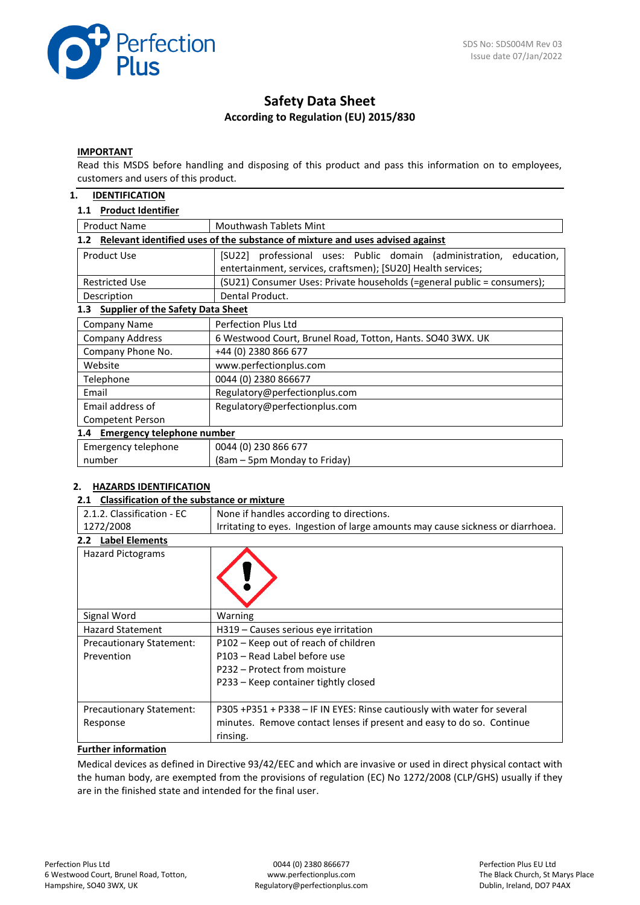SDS No: SDS004M Rev 03
Issue date 07/Jan/2022

# Safety Data Sheet

**According to Regulation (EU) 2015/830**

**IMPORTANT**

Read this MSDS before handling and disposing of this product and pass this information on to employees, customers and users of this product.

## 1. IDENTIFICATION

### 1.1 Product Identifier

| Product Name | Mouthwash Tablets Mint |
|---|---|

### 1.2 Relevant identified uses of the substance of mixture and uses advised against

| Product Use | [SU22] professional uses: Public domain (administration, education, entertainment, services, craftsmen); [SU20] Health services; |
|---|---|
| Restricted Use | (SU21) Consumer Uses: Private households (=general public = consumers); |
| Description | Dental Product. |

### 1.3 Supplier of the Safety Data Sheet

| Company Name | Perfection Plus Ltd |
|---|---|
| Company Address | 6 Westwood Court, Brunel Road, Totton, Hants. SO40 3WX. UK |
| Company Phone No. | +44 (0) 2380 866 677 |
| Website | www.perfectionplus.com |
| Telephone | 0044 (0) 2380 866677 |
| Email | Regulatory@perfectionplus.com |
| Email address of Competent Person | Regulatory@perfectionplus.com |

### 1.4 Emergency telephone number

| Emergency telephone number | 0044 (0) 230 866 677 (8am – 5pm Monday to Friday) |
|---|---|

## 2. HAZARDS IDENTIFICATION

### 2.1 Classification of the substance or mixture

| 2.1.2. Classification - EC 1272/2008 | None if handles according to directions. Irritating to eyes. Ingestion of large amounts may cause sickness or diarrhoea. |
|---|---|

### 2.2 Label Elements

| Hazard Pictograms | |
|---|---|
| Signal Word | Warning |
| Hazard Statement | H319 – Causes serious eye irritation |
| Precautionary Statement: Prevention | P102 – Keep out of reach of children<br>P103 – Read Label before use<br>P232 – Protect from moisture<br>P233 – Keep container tightly closed |
| Precautionary Statement: Response | P305 +P351 + P338 – IF IN EYES: Rinse cautiously with water for several minutes. Remove contact lenses if present and easy to do so. Continue rinsing. |

**Further information**

Medical devices as defined in Directive 93/42/EEC and which are invasive or used in direct physical contact with the human body, are exempted from the provisions of regulation (EC) No 1272/2008 (CLP/GHS) usually if they are in the finished state and intended for the final user.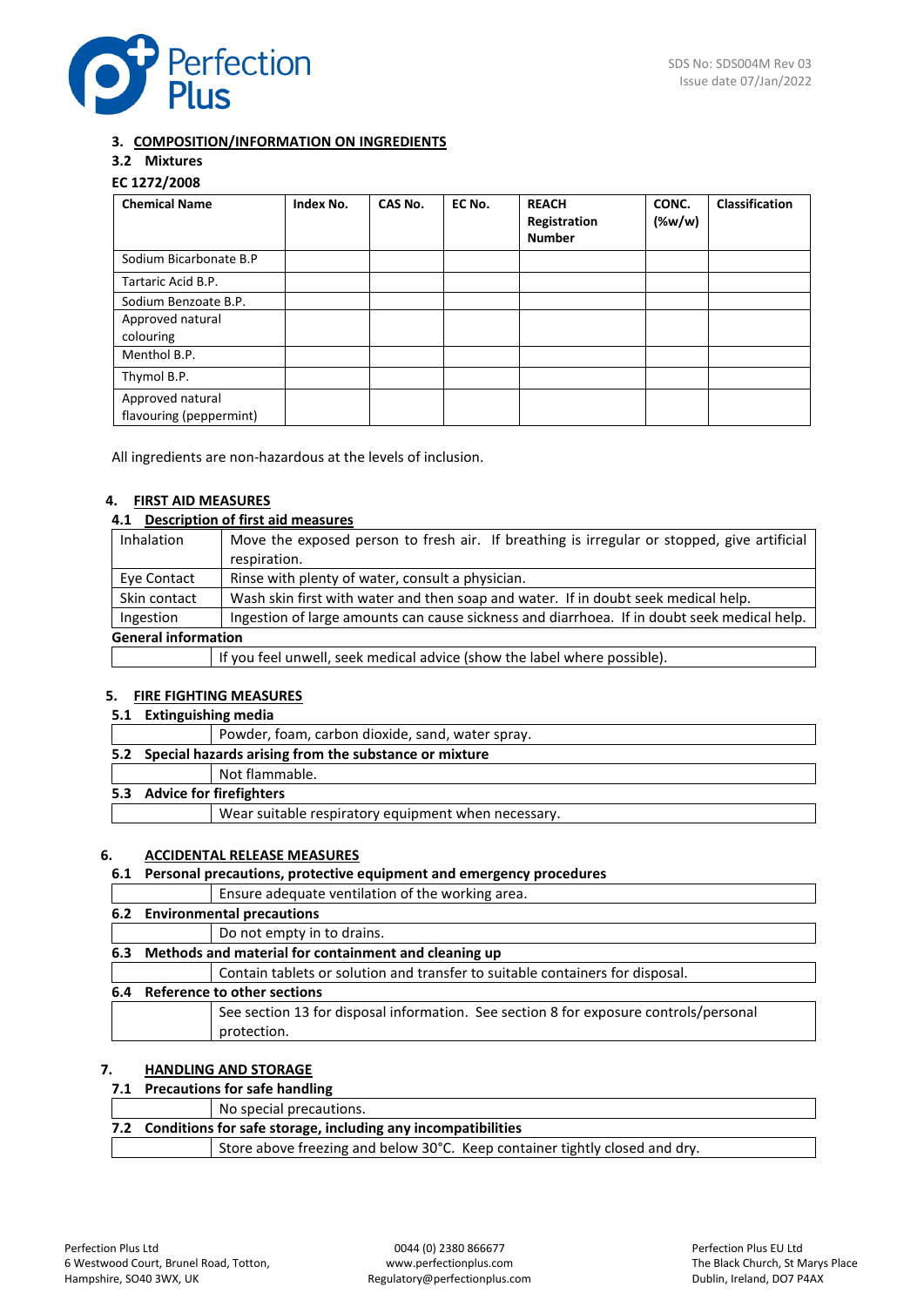## 3. COMPOSITION/INFORMATION ON INGREDIENTS

### 3.2 Mixtures

**EC 1272/2008**

| Chemical Name | Index No. | CAS No. | EC No. | REACH Registration Number | CONC. (%w/w) | Classification |
|---|---|---|---|---|---|---|
| Sodium Bicarbonate B.P | | | | | | |
| Tartaric Acid B.P. | | | | | | |
| Sodium Benzoate B.P. | | | | | | |
| Approved natural colouring | | | | | | |
| Menthol B.P. | | | | | | |
| Thymol B.P. | | | | | | |
| Approved natural flavouring (peppermint) | | | | | | |

All ingredients are non-hazardous at the levels of inclusion.

## 4. FIRST AID MEASURES

### 4.1 Description of first aid measures

| | |
|---|---|
| Inhalation | Move the exposed person to fresh air. If breathing is irregular or stopped, give artificial respiration. |
| Eye Contact | Rinse with plenty of water, consult a physician. |
| Skin contact | Wash skin first with water and then soap and water. If in doubt seek medical help. |
| Ingestion | Ingestion of large amounts can cause sickness and diarrhoea. If in doubt seek medical help. |

**General information**

If you feel unwell, seek medical advice (show the label where possible).

## 5. FIRE FIGHTING MEASURES

### 5.1 Extinguishing media

Powder, foam, carbon dioxide, sand, water spray.

### 5.2 Special hazards arising from the substance or mixture

Not flammable.

### 5.3 Advice for firefighters

Wear suitable respiratory equipment when necessary.

## 6. ACCIDENTAL RELEASE MEASURES

### 6.1 Personal precautions, protective equipment and emergency procedures

Ensure adequate ventilation of the working area.

### 6.2 Environmental precautions

Do not empty in to drains.

### 6.3 Methods and material for containment and cleaning up

Contain tablets or solution and transfer to suitable containers for disposal.

### 6.4 Reference to other sections

See section 13 for disposal information. See section 8 for exposure controls/personal protection.

## 7. HANDLING AND STORAGE

### 7.1 Precautions for safe handling

No special precautions.

### 7.2 Conditions for safe storage, including any incompatibilities

Store above freezing and below 30°C. Keep container tightly closed and dry.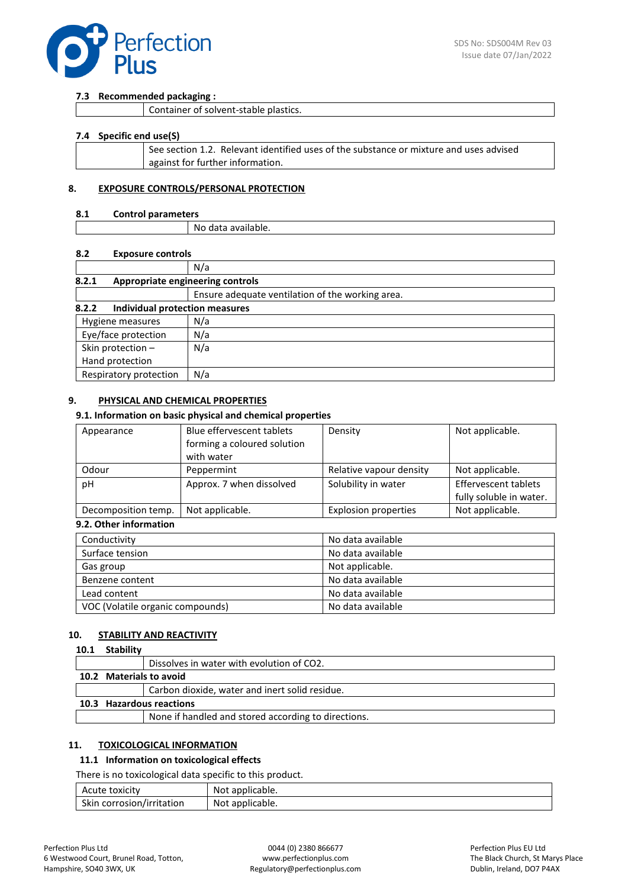### 7.3 Recommended packaging :

| | |
|---|---|
| | Container of solvent-stable plastics. |

### 7.4 Specific end use(S)

| | |
|---|---|
| | See section 1.2. Relevant identified uses of the substance or mixture and uses advised against for further information. |

## 8. EXPOSURE CONTROLS/PERSONAL PROTECTION

### 8.1 Control parameters

| | |
|---|---|
| | No data available. |

### 8.2 Exposure controls

| | |
|---|---|
| | N/a |

#### 8.2.1 Appropriate engineering controls

| | |
|---|---|
| | Ensure adequate ventilation of the working area. |

#### 8.2.2 Individual protection measures

| | |
|---|---|
| Hygiene measures | N/a |
| Eye/face protection | N/a |
| Skin protection – Hand protection | N/a |
| Respiratory protection | N/a |

## 9. PHYSICAL AND CHEMICAL PROPERTIES

### 9.1. Information on basic physical and chemical properties

| | | | |
|---|---|---|---|
| Appearance | Blue effervescent tablets forming a coloured solution with water | Density | Not applicable. |
| Odour | Peppermint | Relative vapour density | Not applicable. |
| pH | Approx. 7 when dissolved | Solubility in water | Effervescent tablets fully soluble in water. |
| Decomposition temp. | Not applicable. | Explosion properties | Not applicable. |

### 9.2. Other information

| | |
|---|---|
| Conductivity | No data available |
| Surface tension | No data available |
| Gas group | Not applicable. |
| Benzene content | No data available |
| Lead content | No data available |
| VOC (Volatile organic compounds) | No data available |

## 10. STABILITY AND REACTIVITY

### 10.1 Stability

| | |
|---|---|
| | Dissolves in water with evolution of $CO_2$. |

### 10.2 Materials to avoid

| | |
|---|---|
| | Carbon dioxide, water and inert solid residue. |

### 10.3 Hazardous reactions

| | |
|---|---|
| | None if handled and stored according to directions. |

## 11. TOXICOLOGICAL INFORMATION

### 11.1 Information on toxicological effects

There is no toxicological data specific to this product.

| | |
|---|---|
| Acute toxicity | Not applicable. |
| Skin corrosion/irritation | Not applicable. |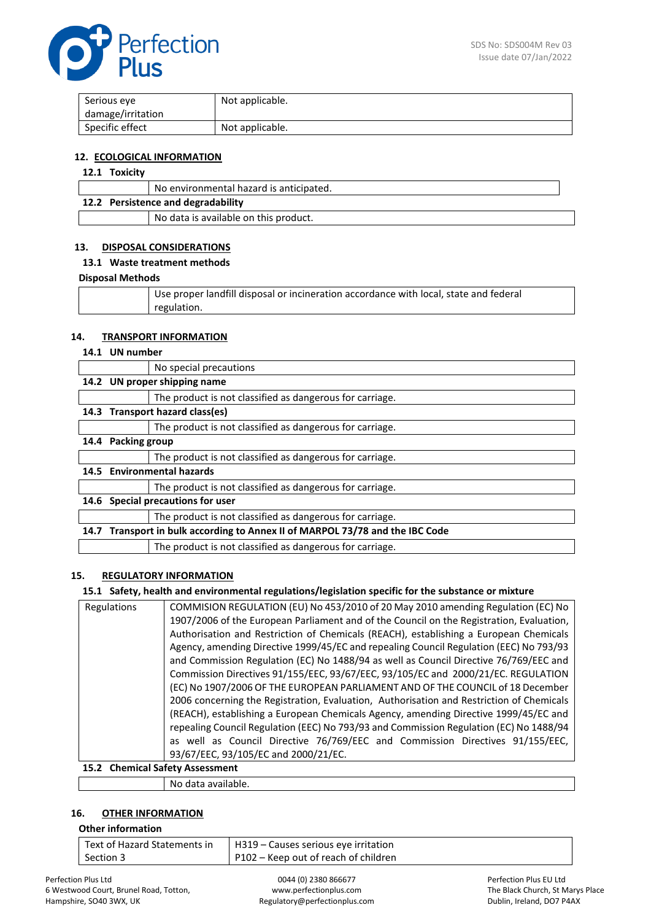| Serious eye damage/irritation | Not applicable. |
| --- | --- |
| Specific effect | Not applicable. |

## 12. ECOLOGICAL INFORMATION

### 12.1 Toxicity

| | |
| --- | --- |
| | No environmental hazard is anticipated. |

### 12.2 Persistence and degradability

| | |
| --- | --- |
| | No data is available on this product. |

## 13. DISPOSAL CONSIDERATIONS

### 13.1 Waste treatment methods

**Disposal Methods**

| | |
| --- | --- |
| | Use proper landfill disposal or incineration accordance with local, state and federal regulation. |

## 14. TRANSPORT INFORMATION

### 14.1 UN number

| | |
| --- | --- |
| | No special precautions |

### 14.2 UN proper shipping name

| | |
| --- | --- |
| | The product is not classified as dangerous for carriage. |

### 14.3 Transport hazard class(es)

| | |
| --- | --- |
| | The product is not classified as dangerous for carriage. |

### 14.4 Packing group

| | |
| --- | --- |
| | The product is not classified as dangerous for carriage. |

### 14.5 Environmental hazards

| | |
| --- | --- |
| | The product is not classified as dangerous for carriage. |

### 14.6 Special precautions for user

| | |
| --- | --- |
| | The product is not classified as dangerous for carriage. |

### 14.7 Transport in bulk according to Annex II of MARPOL 73/78 and the IBC Code

| | |
| --- | --- |
| | The product is not classified as dangerous for carriage. |

## 15. REGULATORY INFORMATION

### 15.1 Safety, health and environmental regulations/legislation specific for the substance or mixture

| | |
| --- | --- |
| Regulations | COMMISION REGULATION (EU) No 453/2010 of 20 May 2010 amending Regulation (EC) No 1907/2006 of the European Parliament and of the Council on the Registration, Evaluation, Authorisation and Restriction of Chemicals (REACH), establishing a European Chemicals Agency, amending Directive 1999/45/EC and repealing Council Regulation (EEC) No 793/93 and Commission Regulation (EC) No 1488/94 as well as Council Directive 76/769/EEC and Commission Directives 91/155/EEC, 93/67/EEC, 93/105/EC and 2000/21/EC. REGULATION (EC) No 1907/2006 OF THE EUROPEAN PARLIAMENT AND OF THE COUNCIL of 18 December 2006 concerning the Registration, Evaluation, Authorisation and Restriction of Chemicals (REACH), establishing a European Chemicals Agency, amending Directive 1999/45/EC and repealing Council Regulation (EEC) No 793/93 and Commission Regulation (EC) No 1488/94 as well as Council Directive 76/769/EEC and Commission Directives 91/155/EEC, 93/67/EEC, 93/105/EC and 2000/21/EC. |

### 15.2 Chemical Safety Assessment

| | |
| --- | --- |
| | No data available. |

## 16. OTHER INFORMATION

**Other information**

| | |
| --- | --- |
| Text of Hazard Statements in Section 3 | H319 – Causes serious eye irritation<br>P102 – Keep out of reach of children |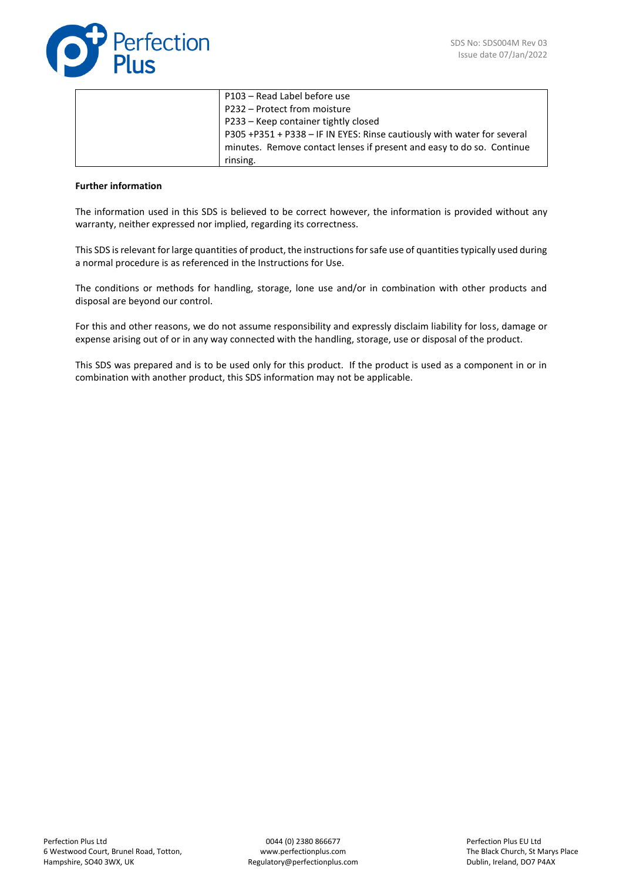| | |
|---|---|
| | P103 – Read Label before use<br>P232 – Protect from moisture<br>P233 – Keep container tightly closed<br>P305 +P351 + P338 – IF IN EYES: Rinse cautiously with water for several minutes. Remove contact lenses if present and easy to do so. Continue rinsing. |

**Further information**

The information used in this SDS is believed to be correct however, the information is provided without any warranty, neither expressed nor implied, regarding its correctness.

This SDS is relevant for large quantities of product, the instructions for safe use of quantities typically used during a normal procedure is as referenced in the Instructions for Use.

The conditions or methods for handling, storage, lone use and/or in combination with other products and disposal are beyond our control.

For this and other reasons, we do not assume responsibility and expressly disclaim liability for loss, damage or expense arising out of or in any way connected with the handling, storage, use or disposal of the product.

This SDS was prepared and is to be used only for this product. If the product is used as a component in or in combination with another product, this SDS information may not be applicable.